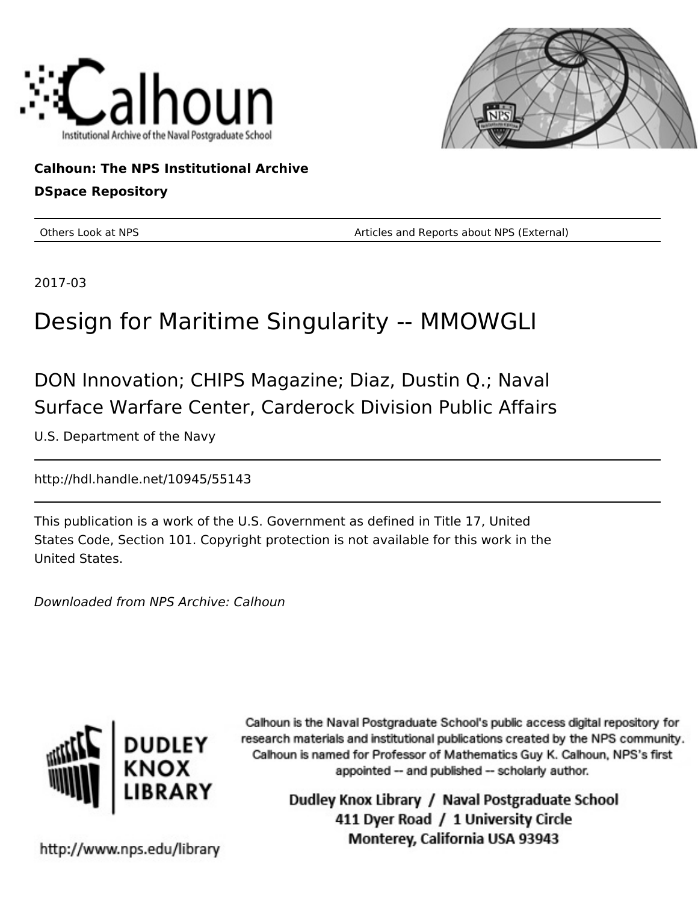Calhoun: The NPS Institutional Archive

DSpace Repository

Others Look at NPS — Articles and Reports about NPS (External)

2017-03

# Design for Maritime Singularity -- MMOWGLI

DON Innovation; CHIPS Magazine; Diaz, Dustin Q.; Naval Surface Warfare Center, Carderock Division Public Affairs

U.S. Department of the Navy

http://hdl.handle.net/10945/55143

This publication is a work of the U.S. Government as defined in Title 17, United States Code, Section 101. Copyright protection is not available for this work in the United States.

*Downloaded from NPS Archive: Calhoun*

Calhoun is the Naval Postgraduate School's public access digital repository for research materials and institutional publications created by the NPS community. Calhoun is named for Professor of Mathematics Guy K. Calhoun, NPS's first appointed -- and published -- scholarly author.

Dudley Knox Library / Naval Postgraduate School
411 Dyer Road / 1 University Circle
Monterey, California USA 93943

http://www.nps.edu/library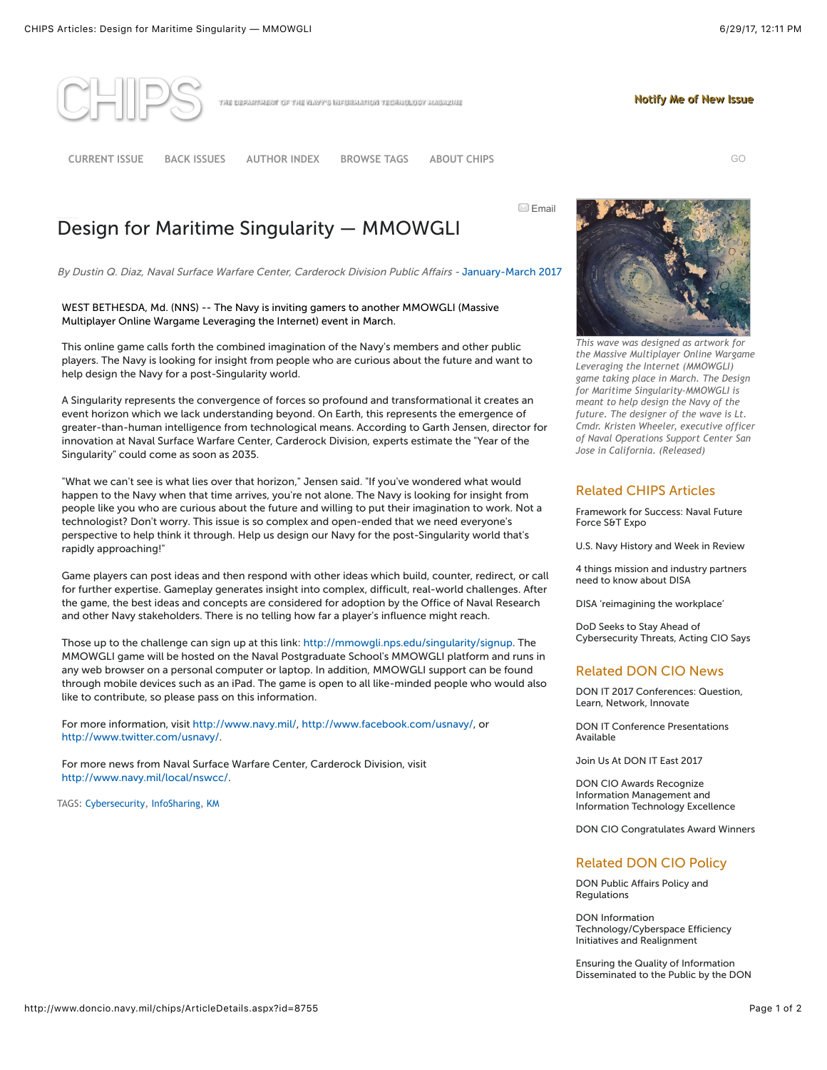# Design for Maritime Singularity — MMOWGLI

*By Dustin Q. Diaz, Naval Surface Warfare Center, Carderock Division Public Affairs - January-March 2017*

WEST BETHESDA, Md. (NNS) -- The Navy is inviting gamers to another MMOWGLI (Massive Multiplayer Online Wargame Leveraging the Internet) event in March.

This online game calls forth the combined imagination of the Navy's members and other public players. The Navy is looking for insight from people who are curious about the future and want to help design the Navy for a post-Singularity world.

A Singularity represents the convergence of forces so profound and transformational it creates an event horizon which we lack understanding beyond. On Earth, this represents the emergence of greater-than-human intelligence from technological means. According to Garth Jensen, director for innovation at Naval Surface Warfare Center, Carderock Division, experts estimate the "Year of the Singularity" could come as soon as 2035.

"What we can't see is what lies over that horizon," Jensen said. "If you've wondered what would happen to the Navy when that time arrives, you're not alone. The Navy is looking for insight from people like you who are curious about the future and willing to put their imagination to work. Not a technologist? Don't worry. This issue is so complex and open-ended that we need everyone's perspective to help think it through. Help us design our Navy for the post-Singularity world that's rapidly approaching!"

Game players can post ideas and then respond with other ideas which build, counter, redirect, or call for further expertise. Gameplay generates insight into complex, difficult, real-world challenges. After the game, the best ideas and concepts are considered for adoption by the Office of Naval Research and other Navy stakeholders. There is no telling how far a player's influence might reach.

Those up to the challenge can sign up at this link: http://mmowgli.nps.edu/singularity/signup. The MMOWGLI game will be hosted on the Naval Postgraduate School's MMOWGLI platform and runs in any web browser on a personal computer or laptop. In addition, MMOWGLI support can be found through mobile devices such as an iPad. The game is open to all like-minded people who would also like to contribute, so please pass on this information.

For more information, visit http://www.navy.mil/, http://www.facebook.com/usnavy/, or http://www.twitter.com/usnavy/.

For more news from Naval Surface Warfare Center, Carderock Division, visit http://www.navy.mil/local/nswcc/.

TAGS: Cybersecurity, InfoSharing, KM

*This wave was designed as artwork for the Massive Multiplayer Online Wargame Leveraging the Internet (MMOWGLI) game taking place in March. The Design for Maritime Singularity-MMOWGLI is meant to help design the Navy of the future. The designer of the wave is Lt. Cmdr. Kristen Wheeler, executive officer of Naval Operations Support Center San Jose in California. (Released)*

## Related CHIPS Articles

- Framework for Success: Naval Future Force S&T Expo
- U.S. Navy History and Week in Review
- 4 things mission and industry partners need to know about DISA
- DISA 'reimagining the workplace'
- DoD Seeks to Stay Ahead of Cybersecurity Threats, Acting CIO Says

## Related DON CIO News

- DON IT 2017 Conferences: Question, Learn, Network, Innovate
- DON IT Conference Presentations Available
- Join Us At DON IT East 2017
- DON CIO Awards Recognize Information Management and Information Technology Excellence
- DON CIO Congratulates Award Winners

## Related DON CIO Policy

- DON Public Affairs Policy and Regulations
- DON Information Technology/Cyberspace Efficiency Initiatives and Realignment
- Ensuring the Quality of Information Disseminated to the Public by the DON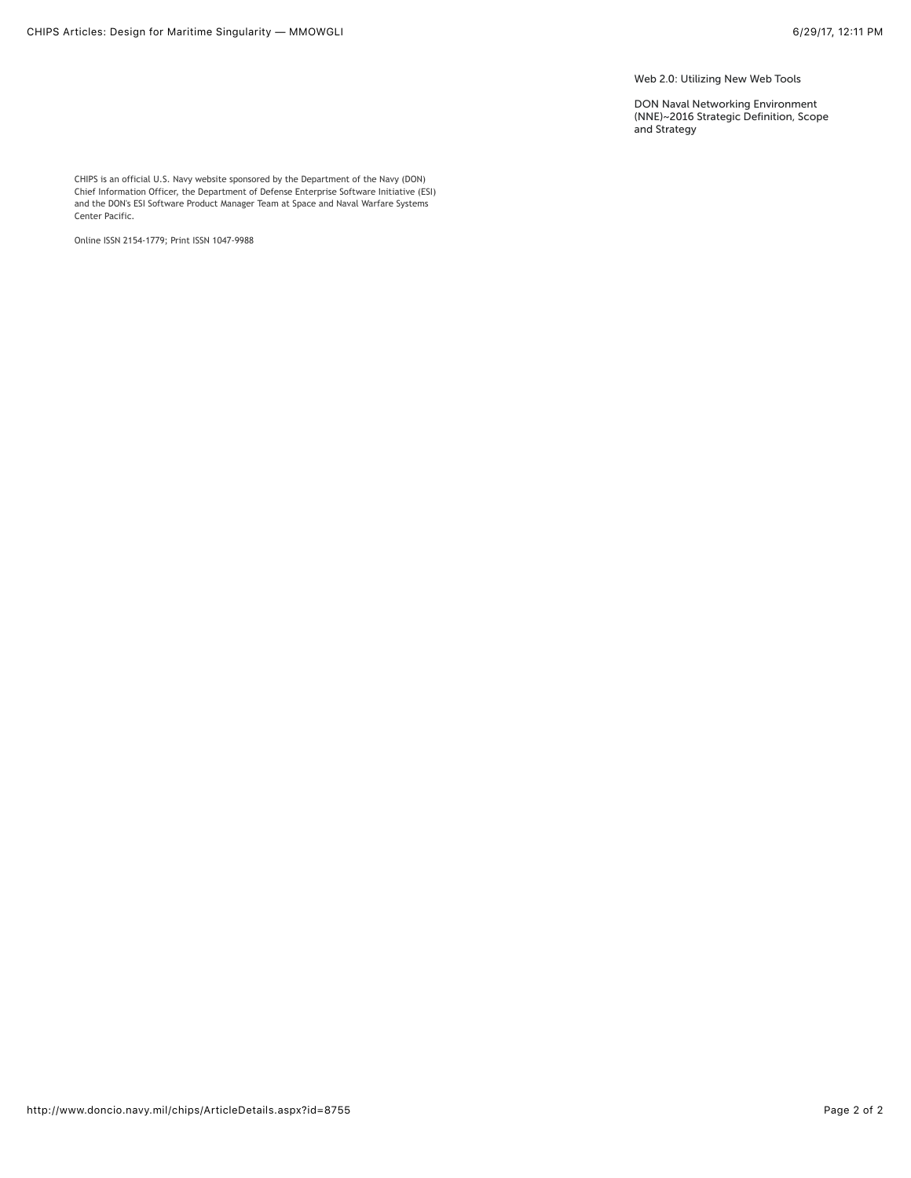Web 2.0: Utilizing New Web Tools

DON Naval Networking Environment (NNE)~2016 Strategic Definition, Scope and Strategy

CHIPS is an official U.S. Navy website sponsored by the Department of the Navy (DON) Chief Information Officer, the Department of Defense Enterprise Software Initiative (ESI) and the DON's ESI Software Product Manager Team at Space and Naval Warfare Systems Center Pacific.

Online ISSN 2154-1779; Print ISSN 1047-9988